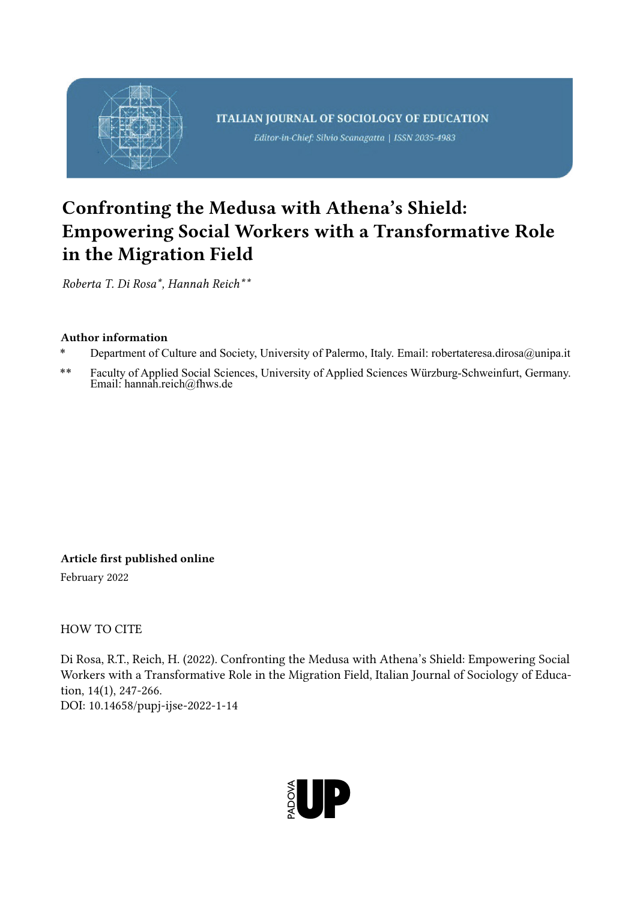ITALIAN JOURNAL OF SOCIOLOGY OF EDUCATION

*Editor-in-Chief: Silvio Scanagatta | ISSN 2035-4983*

# Confronting the Medusa with Athena's Shield: Empowering Social Workers with a Transformative Role in the Migration Field

*Roberta T. Di Rosa*, Hannah Reich***

**Author information**

\* Department of Culture and Society, University of Palermo, Italy. Email: robertateresa.dirosa@unipa.it

\*\* Faculty of Applied Social Sciences, University of Applied Sciences Würzburg-Schweinfurt, Germany. Email: hannah.reich@fhws.de

**Article first published online**

February 2022

HOW TO CITE

Di Rosa, R.T., Reich, H. (2022). Confronting the Medusa with Athena's Shield: Empowering Social Workers with a Transformative Role in the Migration Field, Italian Journal of Sociology of Education, 14(1), 247-266.
DOI: 10.14658/pupj-ijse-2022-1-14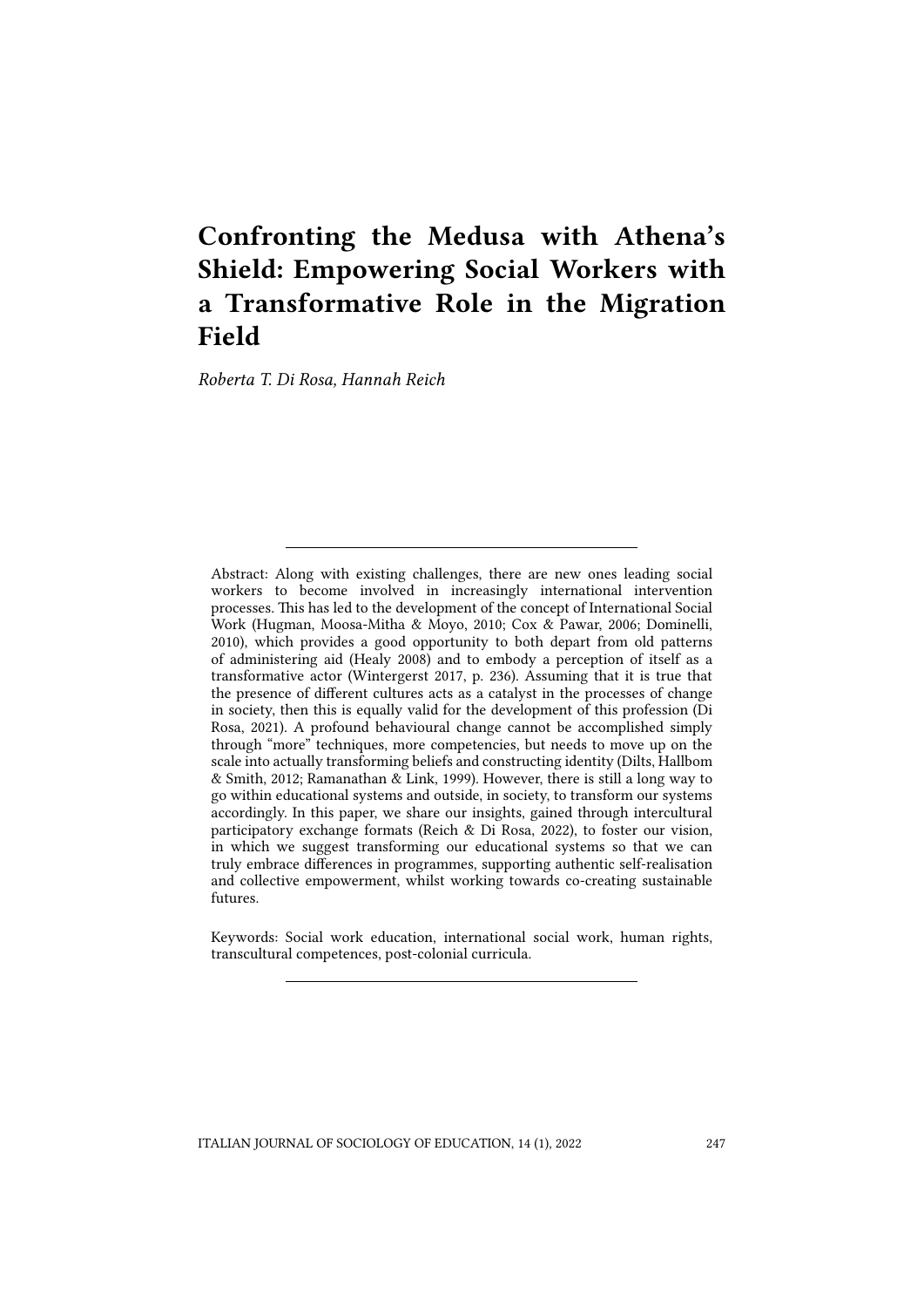# Confronting the Medusa with Athena's Shield: Empowering Social Workers with a Transformative Role in the Migration Field

*Roberta T. Di Rosa, Hannah Reich*

---

Abstract: Along with existing challenges, there are new ones leading social workers to become involved in increasingly international intervention processes. This has led to the development of the concept of International Social Work (Hugman, Moosa-Mitha & Moyo, 2010; Cox & Pawar, 2006; Dominelli, 2010), which provides a good opportunity to both depart from old patterns of administering aid (Healy 2008) and to embody a perception of itself as a transformative actor (Wintergerst 2017, p. 236). Assuming that it is true that the presence of different cultures acts as a catalyst in the processes of change in society, then this is equally valid for the development of this profession (Di Rosa, 2021). A profound behavioural change cannot be accomplished simply through "more" techniques, more competencies, but needs to move up on the scale into actually transforming beliefs and constructing identity (Dilts, Hallbom & Smith, 2012; Ramanathan & Link, 1999). However, there is still a long way to go within educational systems and outside, in society, to transform our systems accordingly. In this paper, we share our insights, gained through intercultural participatory exchange formats (Reich & Di Rosa, 2022), to foster our vision, in which we suggest transforming our educational systems so that we can truly embrace differences in programmes, supporting authentic self-realisation and collective empowerment, whilst working towards co-creating sustainable futures.

Keywords: Social work education, international social work, human rights, transcultural competences, post-colonial curricula.

---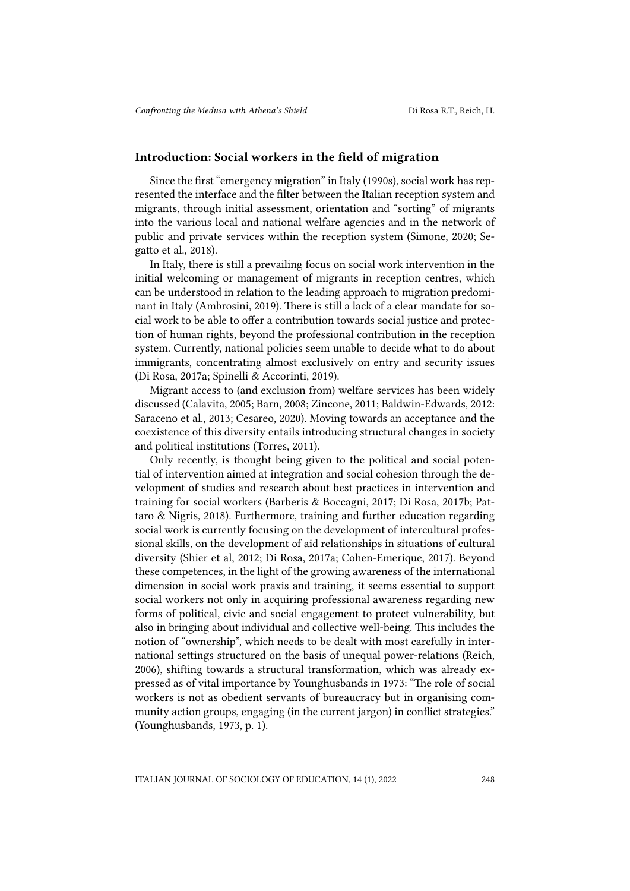## Introduction: Social workers in the field of migration

Since the first "emergency migration" in Italy (1990s), social work has represented the interface and the filter between the Italian reception system and migrants, through initial assessment, orientation and "sorting" of migrants into the various local and national welfare agencies and in the network of public and private services within the reception system (Simone, 2020; Segatto et al., 2018).

In Italy, there is still a prevailing focus on social work intervention in the initial welcoming or management of migrants in reception centres, which can be understood in relation to the leading approach to migration predominant in Italy (Ambrosini, 2019). There is still a lack of a clear mandate for social work to be able to offer a contribution towards social justice and protection of human rights, beyond the professional contribution in the reception system. Currently, national policies seem unable to decide what to do about immigrants, concentrating almost exclusively on entry and security issues (Di Rosa, 2017a; Spinelli & Accorinti, 2019).

Migrant access to (and exclusion from) welfare services has been widely discussed (Calavita, 2005; Barn, 2008; Zincone, 2011; Baldwin-Edwards, 2012: Saraceno et al., 2013; Cesareo, 2020). Moving towards an acceptance and the coexistence of this diversity entails introducing structural changes in society and political institutions (Torres, 2011).

Only recently, is thought being given to the political and social potential of intervention aimed at integration and social cohesion through the development of studies and research about best practices in intervention and training for social workers (Barberis & Boccagni, 2017; Di Rosa, 2017b; Pattaro & Nigris, 2018). Furthermore, training and further education regarding social work is currently focusing on the development of intercultural professional skills, on the development of aid relationships in situations of cultural diversity (Shier et al, 2012; Di Rosa, 2017a; Cohen-Emerique, 2017). Beyond these competences, in the light of the growing awareness of the international dimension in social work praxis and training, it seems essential to support social workers not only in acquiring professional awareness regarding new forms of political, civic and social engagement to protect vulnerability, but also in bringing about individual and collective well-being. This includes the notion of "ownership", which needs to be dealt with most carefully in international settings structured on the basis of unequal power-relations (Reich, 2006), shifting towards a structural transformation, which was already expressed as of vital importance by Younghusbands in 1973: "The role of social workers is not as obedient servants of bureaucracy but in organising community action groups, engaging (in the current jargon) in conflict strategies." (Younghusbands, 1973, p. 1).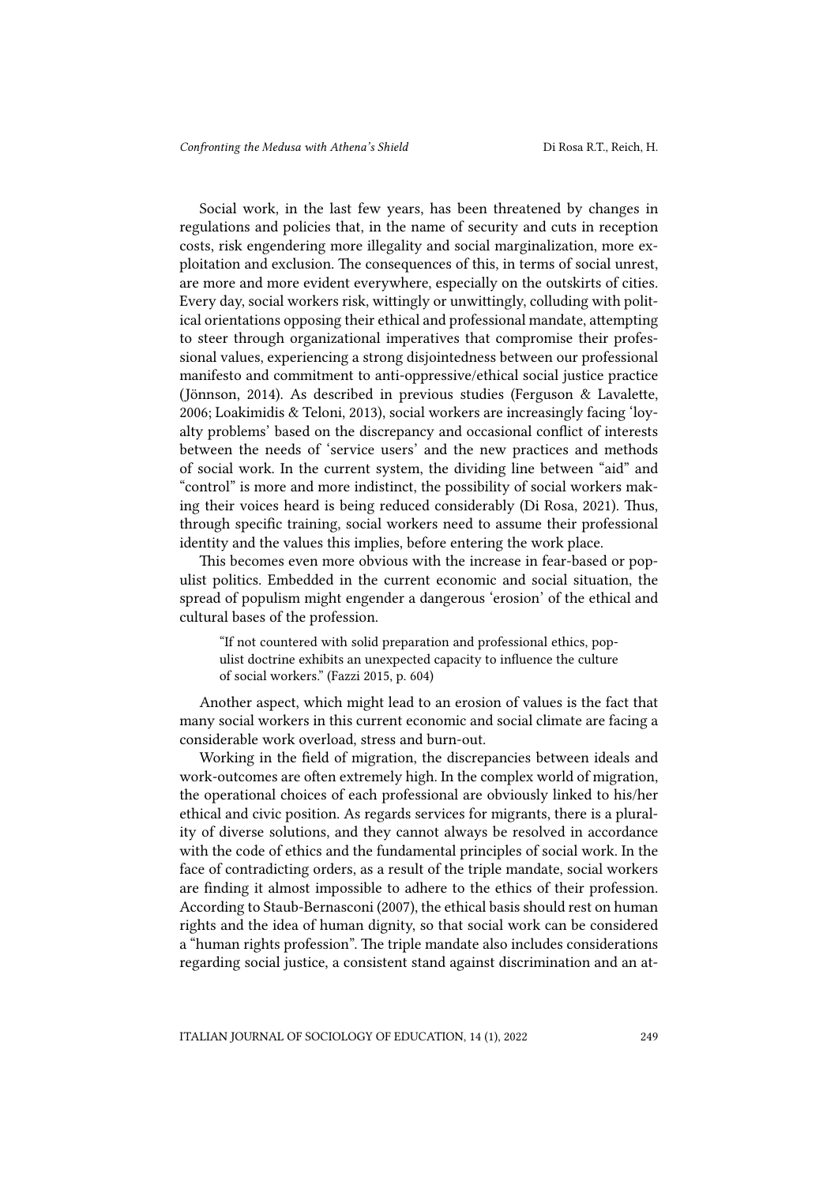Social work, in the last few years, has been threatened by changes in regulations and policies that, in the name of security and cuts in reception costs, risk engendering more illegality and social marginalization, more exploitation and exclusion. The consequences of this, in terms of social unrest, are more and more evident everywhere, especially on the outskirts of cities. Every day, social workers risk, wittingly or unwittingly, colluding with political orientations opposing their ethical and professional mandate, attempting to steer through organizational imperatives that compromise their professional values, experiencing a strong disjointedness between our professional manifesto and commitment to anti-oppressive/ethical social justice practice (Jönnson, 2014). As described in previous studies (Ferguson & Lavalette, 2006; Loakimidis & Teloni, 2013), social workers are increasingly facing 'loyalty problems' based on the discrepancy and occasional conflict of interests between the needs of 'service users' and the new practices and methods of social work. In the current system, the dividing line between "aid" and "control" is more and more indistinct, the possibility of social workers making their voices heard is being reduced considerably (Di Rosa, 2021). Thus, through specific training, social workers need to assume their professional identity and the values this implies, before entering the work place.

This becomes even more obvious with the increase in fear-based or populist politics. Embedded in the current economic and social situation, the spread of populism might engender a dangerous 'erosion' of the ethical and cultural bases of the profession.

> "If not countered with solid preparation and professional ethics, populist doctrine exhibits an unexpected capacity to influence the culture of social workers." (Fazzi 2015, p. 604)

Another aspect, which might lead to an erosion of values is the fact that many social workers in this current economic and social climate are facing a considerable work overload, stress and burn-out.

Working in the field of migration, the discrepancies between ideals and work-outcomes are often extremely high. In the complex world of migration, the operational choices of each professional are obviously linked to his/her ethical and civic position. As regards services for migrants, there is a plurality of diverse solutions, and they cannot always be resolved in accordance with the code of ethics and the fundamental principles of social work. In the face of contradicting orders, as a result of the triple mandate, social workers are finding it almost impossible to adhere to the ethics of their profession. According to Staub-Bernasconi (2007), the ethical basis should rest on human rights and the idea of human dignity, so that social work can be considered a "human rights profession". The triple mandate also includes considerations regarding social justice, a consistent stand against discrimination and an at-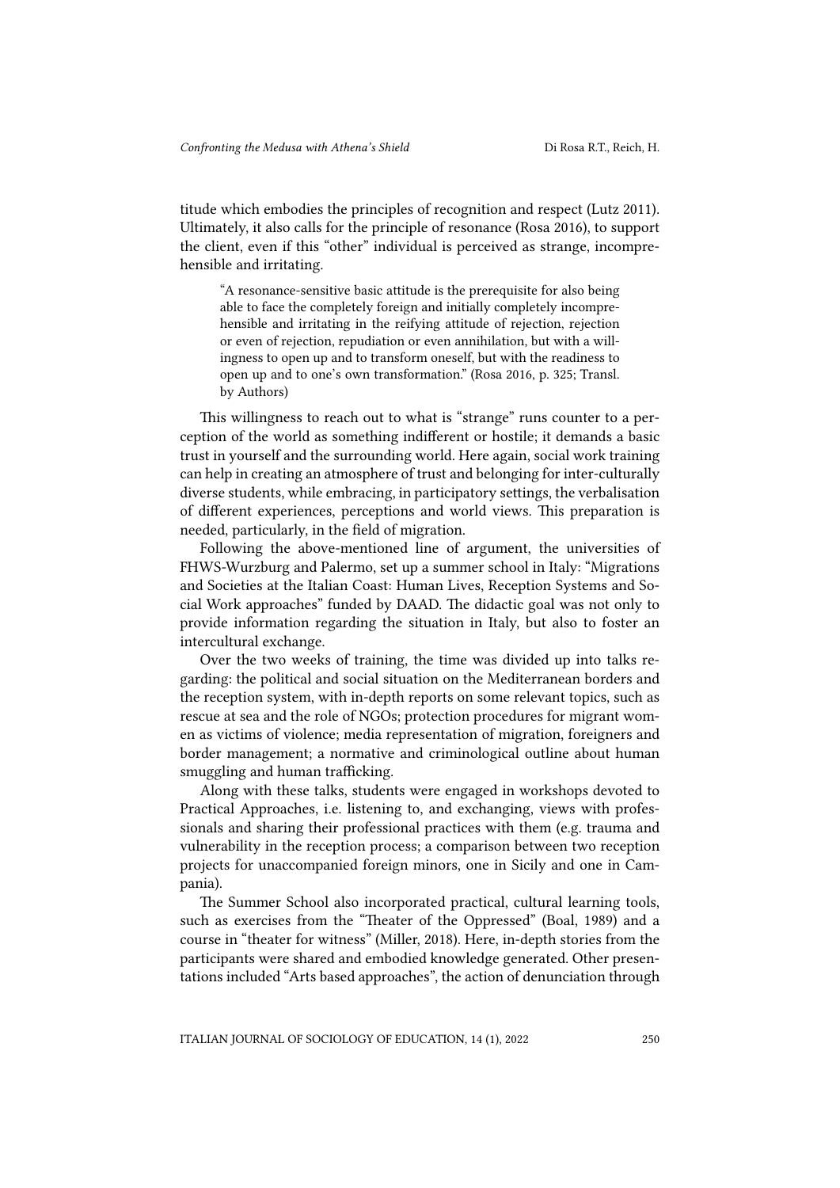titude which embodies the principles of recognition and respect (Lutz 2011). Ultimately, it also calls for the principle of resonance (Rosa 2016), to support the client, even if this "other" individual is perceived as strange, incomprehensible and irritating.

> "A resonance-sensitive basic attitude is the prerequisite for also being able to face the completely foreign and initially completely incomprehensible and irritating in the reifying attitude of rejection, rejection or even of rejection, repudiation or even annihilation, but with a willingness to open up and to transform oneself, but with the readiness to open up and to one's own transformation." (Rosa 2016, p. 325; Transl. by Authors)

This willingness to reach out to what is "strange" runs counter to a perception of the world as something indifferent or hostile; it demands a basic trust in yourself and the surrounding world. Here again, social work training can help in creating an atmosphere of trust and belonging for inter-culturally diverse students, while embracing, in participatory settings, the verbalisation of different experiences, perceptions and world views. This preparation is needed, particularly, in the field of migration.

Following the above-mentioned line of argument, the universities of FHWS-Wurzburg and Palermo, set up a summer school in Italy: "Migrations and Societies at the Italian Coast: Human Lives, Reception Systems and Social Work approaches" funded by DAAD. The didactic goal was not only to provide information regarding the situation in Italy, but also to foster an intercultural exchange.

Over the two weeks of training, the time was divided up into talks regarding: the political and social situation on the Mediterranean borders and the reception system, with in-depth reports on some relevant topics, such as rescue at sea and the role of NGOs; protection procedures for migrant women as victims of violence; media representation of migration, foreigners and border management; a normative and criminological outline about human smuggling and human trafficking.

Along with these talks, students were engaged in workshops devoted to Practical Approaches, i.e. listening to, and exchanging, views with professionals and sharing their professional practices with them (e.g. trauma and vulnerability in the reception process; a comparison between two reception projects for unaccompanied foreign minors, one in Sicily and one in Campania).

The Summer School also incorporated practical, cultural learning tools, such as exercises from the "Theater of the Oppressed" (Boal, 1989) and a course in "theater for witness" (Miller, 2018). Here, in-depth stories from the participants were shared and embodied knowledge generated. Other presentations included "Arts based approaches", the action of denunciation through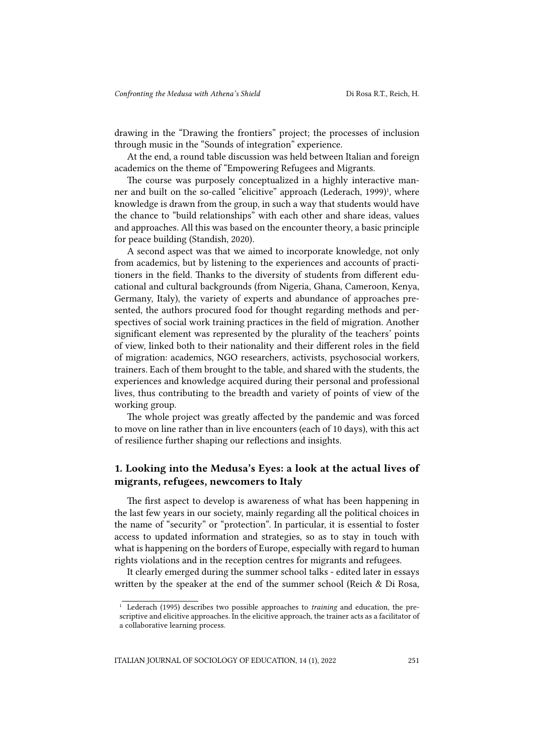drawing in the "Drawing the frontiers" project; the processes of inclusion through music in the "Sounds of integration" experience.

At the end, a round table discussion was held between Italian and foreign academics on the theme of "Empowering Refugees and Migrants.

The course was purposely conceptualized in a highly interactive manner and built on the so-called "elicitive" approach (Lederach, 1999)[1], where knowledge is drawn from the group, in such a way that students would have the chance to "build relationships" with each other and share ideas, values and approaches. All this was based on the encounter theory, a basic principle for peace building (Standish, 2020).

A second aspect was that we aimed to incorporate knowledge, not only from academics, but by listening to the experiences and accounts of practitioners in the field. Thanks to the diversity of students from different educational and cultural backgrounds (from Nigeria, Ghana, Cameroon, Kenya, Germany, Italy), the variety of experts and abundance of approaches presented, the authors procured food for thought regarding methods and perspectives of social work training practices in the field of migration. Another significant element was represented by the plurality of the teachers' points of view, linked both to their nationality and their different roles in the field of migration: academics, NGO researchers, activists, psychosocial workers, trainers. Each of them brought to the table, and shared with the students, the experiences and knowledge acquired during their personal and professional lives, thus contributing to the breadth and variety of points of view of the working group.

The whole project was greatly affected by the pandemic and was forced to move on line rather than in live encounters (each of 10 days), with this act of resilience further shaping our reflections and insights.

## 1. Looking into the Medusa's Eyes: a look at the actual lives of migrants, refugees, newcomers to Italy

The first aspect to develop is awareness of what has been happening in the last few years in our society, mainly regarding all the political choices in the name of "security" or "protection". In particular, it is essential to foster access to updated information and strategies, so as to stay in touch with what is happening on the borders of Europe, especially with regard to human rights violations and in the reception centres for migrants and refugees.

It clearly emerged during the summer school talks - edited later in essays written by the speaker at the end of the summer school (Reich & Di Rosa,

[1] Lederach (1995) describes two possible approaches to *training* and education, the prescriptive and elicitive approaches. In the elicitive approach, the trainer acts as a facilitator of a collaborative learning process.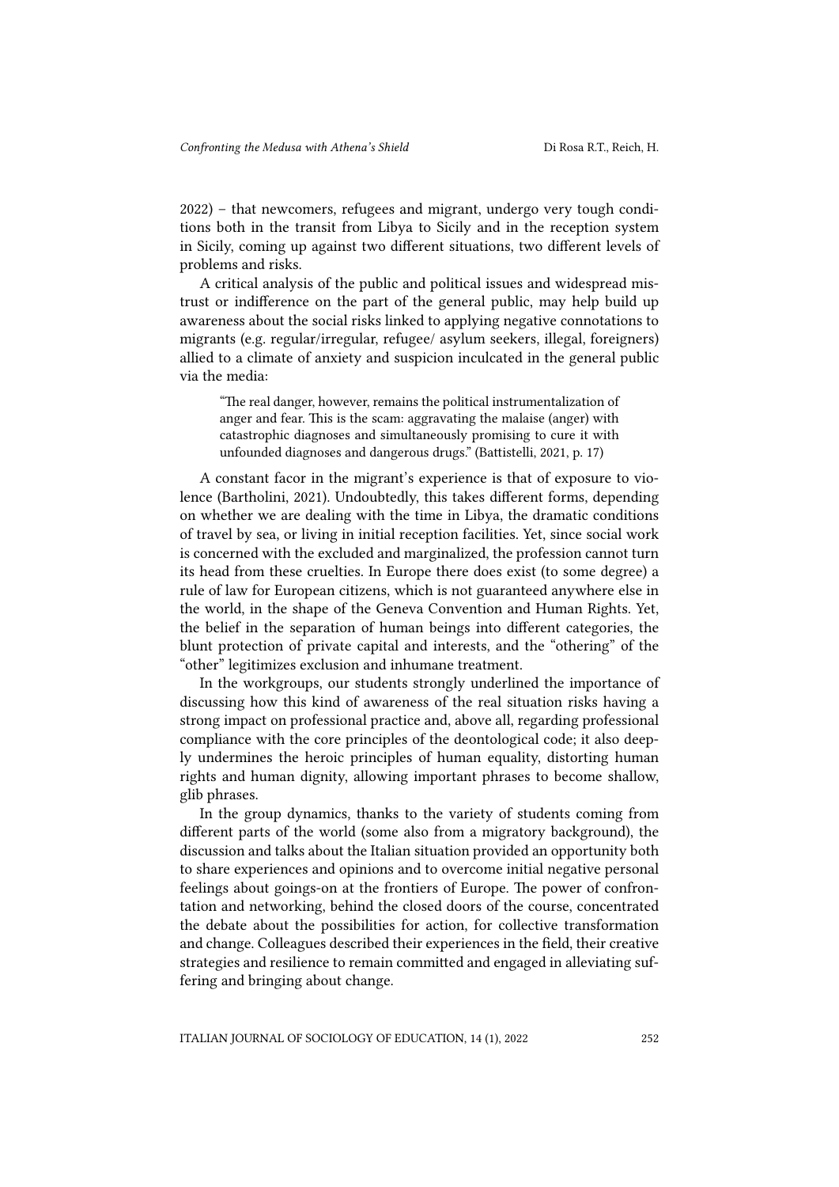2022) – that newcomers, refugees and migrant, undergo very tough conditions both in the transit from Libya to Sicily and in the reception system in Sicily, coming up against two different situations, two different levels of problems and risks.

A critical analysis of the public and political issues and widespread mistrust or indifference on the part of the general public, may help build up awareness about the social risks linked to applying negative connotations to migrants (e.g. regular/irregular, refugee/ asylum seekers, illegal, foreigners) allied to a climate of anxiety and suspicion inculcated in the general public via the media:

> "The real danger, however, remains the political instrumentalization of anger and fear. This is the scam: aggravating the malaise (anger) with catastrophic diagnoses and simultaneously promising to cure it with unfounded diagnoses and dangerous drugs." (Battistelli, 2021, p. 17)

A constant facor in the migrant's experience is that of exposure to violence (Bartholini, 2021). Undoubtedly, this takes different forms, depending on whether we are dealing with the time in Libya, the dramatic conditions of travel by sea, or living in initial reception facilities. Yet, since social work is concerned with the excluded and marginalized, the profession cannot turn its head from these cruelties. In Europe there does exist (to some degree) a rule of law for European citizens, which is not guaranteed anywhere else in the world, in the shape of the Geneva Convention and Human Rights. Yet, the belief in the separation of human beings into different categories, the blunt protection of private capital and interests, and the "othering" of the "other" legitimizes exclusion and inhumane treatment.

In the workgroups, our students strongly underlined the importance of discussing how this kind of awareness of the real situation risks having a strong impact on professional practice and, above all, regarding professional compliance with the core principles of the deontological code; it also deeply undermines the heroic principles of human equality, distorting human rights and human dignity, allowing important phrases to become shallow, glib phrases.

In the group dynamics, thanks to the variety of students coming from different parts of the world (some also from a migratory background), the discussion and talks about the Italian situation provided an opportunity both to share experiences and opinions and to overcome initial negative personal feelings about goings-on at the frontiers of Europe. The power of confrontation and networking, behind the closed doors of the course, concentrated the debate about the possibilities for action, for collective transformation and change. Colleagues described their experiences in the field, their creative strategies and resilience to remain committed and engaged in alleviating suffering and bringing about change.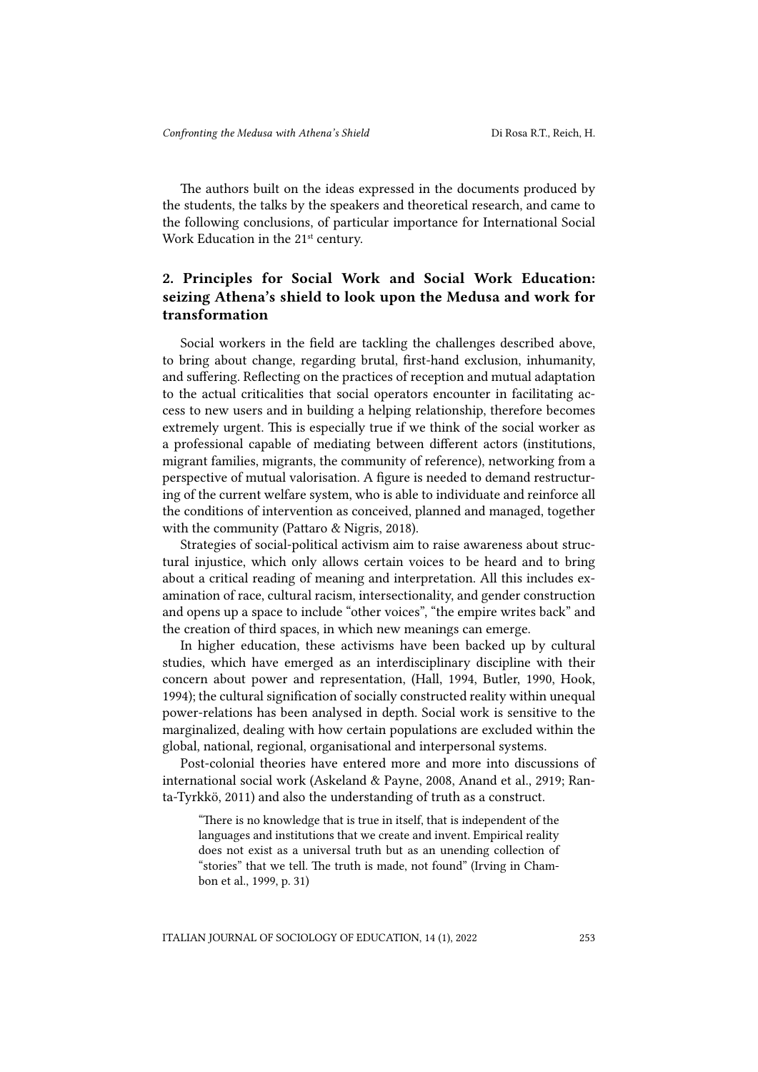The authors built on the ideas expressed in the documents produced by the students, the talks by the speakers and theoretical research, and came to the following conclusions, of particular importance for International Social Work Education in the 21st century.

## 2. Principles for Social Work and Social Work Education: seizing Athena's shield to look upon the Medusa and work for transformation

Social workers in the field are tackling the challenges described above, to bring about change, regarding brutal, first-hand exclusion, inhumanity, and suffering. Reflecting on the practices of reception and mutual adaptation to the actual criticalities that social operators encounter in facilitating access to new users and in building a helping relationship, therefore becomes extremely urgent. This is especially true if we think of the social worker as a professional capable of mediating between different actors (institutions, migrant families, migrants, the community of reference), networking from a perspective of mutual valorisation. A figure is needed to demand restructuring of the current welfare system, who is able to individuate and reinforce all the conditions of intervention as conceived, planned and managed, together with the community (Pattaro & Nigris, 2018).

Strategies of social-political activism aim to raise awareness about structural injustice, which only allows certain voices to be heard and to bring about a critical reading of meaning and interpretation. All this includes examination of race, cultural racism, intersectionality, and gender construction and opens up a space to include "other voices", "the empire writes back" and the creation of third spaces, in which new meanings can emerge.

In higher education, these activisms have been backed up by cultural studies, which have emerged as an interdisciplinary discipline with their concern about power and representation, (Hall, 1994, Butler, 1990, Hook, 1994); the cultural signification of socially constructed reality within unequal power-relations has been analysed in depth. Social work is sensitive to the marginalized, dealing with how certain populations are excluded within the global, national, regional, organisational and interpersonal systems.

Post-colonial theories have entered more and more into discussions of international social work (Askeland & Payne, 2008, Anand et al., 2919; Ranta-Tyrkkö, 2011) and also the understanding of truth as a construct.

> "There is no knowledge that is true in itself, that is independent of the languages and institutions that we create and invent. Empirical reality does not exist as a universal truth but as an unending collection of "stories" that we tell. The truth is made, not found" (Irving in Chambon et al., 1999, p. 31)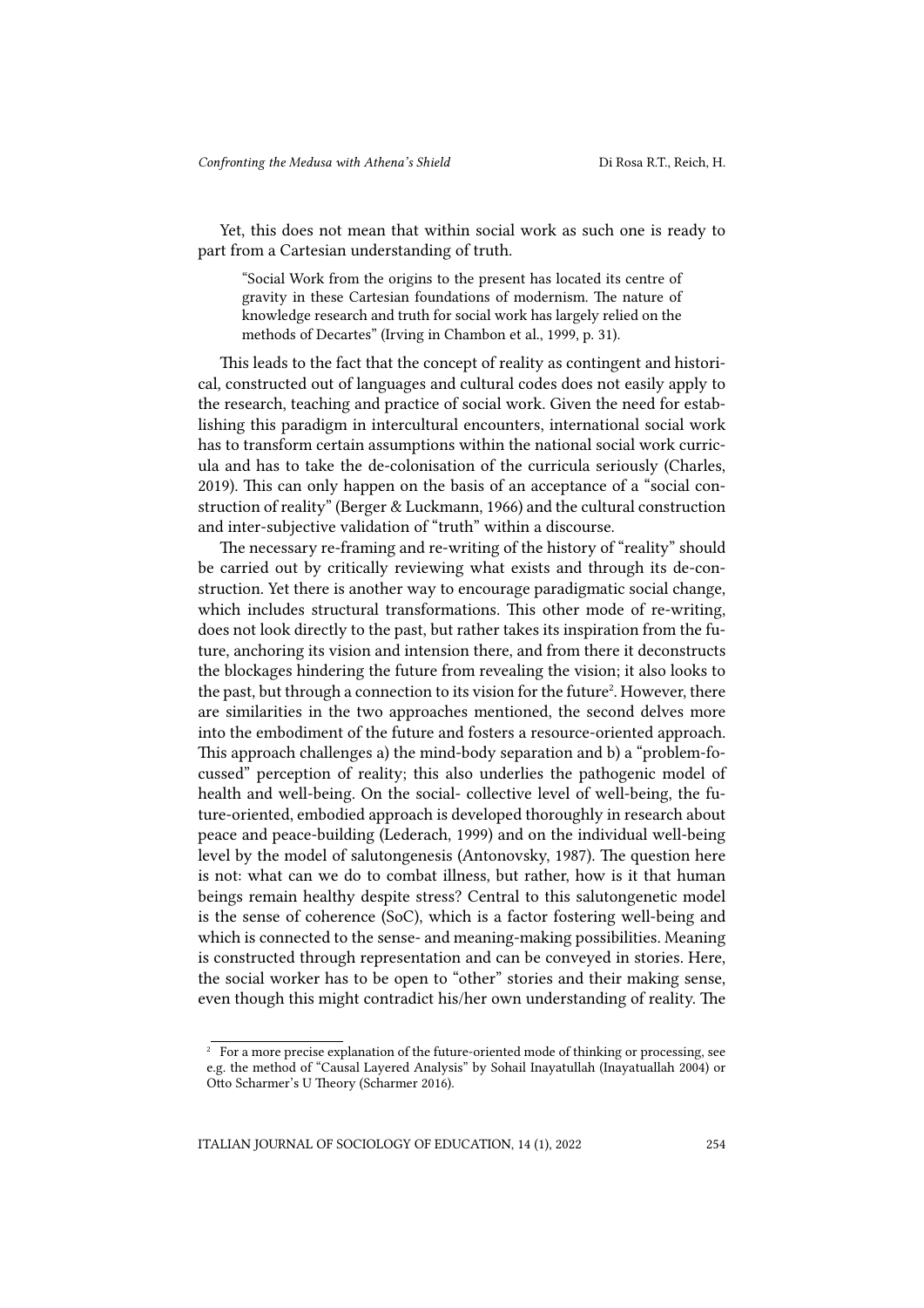Yet, this does not mean that within social work as such one is ready to part from a Cartesian understanding of truth.

> "Social Work from the origins to the present has located its centre of gravity in these Cartesian foundations of modernism. The nature of knowledge research and truth for social work has largely relied on the methods of Decartes" (Irving in Chambon et al., 1999, p. 31).

This leads to the fact that the concept of reality as contingent and historical, constructed out of languages and cultural codes does not easily apply to the research, teaching and practice of social work. Given the need for establishing this paradigm in intercultural encounters, international social work has to transform certain assumptions within the national social work curricula and has to take the de-colonisation of the curricula seriously (Charles, 2019). This can only happen on the basis of an acceptance of a "social construction of reality" (Berger & Luckmann, 1966) and the cultural construction and inter-subjective validation of "truth" within a discourse.

The necessary re-framing and re-writing of the history of "reality" should be carried out by critically reviewing what exists and through its de-construction. Yet there is another way to encourage paradigmatic social change, which includes structural transformations. This other mode of re-writing, does not look directly to the past, but rather takes its inspiration from the future, anchoring its vision and intension there, and from there it deconstructs the blockages hindering the future from revealing the vision; it also looks to the past, but through a connection to its vision for the future[2]. However, there are similarities in the two approaches mentioned, the second delves more into the embodiment of the future and fosters a resource-oriented approach. This approach challenges a) the mind-body separation and b) a "problem-focussed" perception of reality; this also underlies the pathogenic model of health and well-being. On the social- collective level of well-being, the future-oriented, embodied approach is developed thoroughly in research about peace and peace-building (Lederach, 1999) and on the individual well-being level by the model of salutongenesis (Antonovsky, 1987). The question here is not: what can we do to combat illness, but rather, how is it that human beings remain healthy despite stress? Central to this salutongenetic model is the sense of coherence (SoC), which is a factor fostering well-being and which is connected to the sense- and meaning-making possibilities. Meaning is constructed through representation and can be conveyed in stories. Here, the social worker has to be open to "other" stories and their making sense, even though this might contradict his/her own understanding of reality. The

[2] For a more precise explanation of the future-oriented mode of thinking or processing, see e.g. the method of "Causal Layered Analysis" by Sohail Inayatullah (Inayatuallah 2004) or Otto Scharmer's U Theory (Scharmer 2016).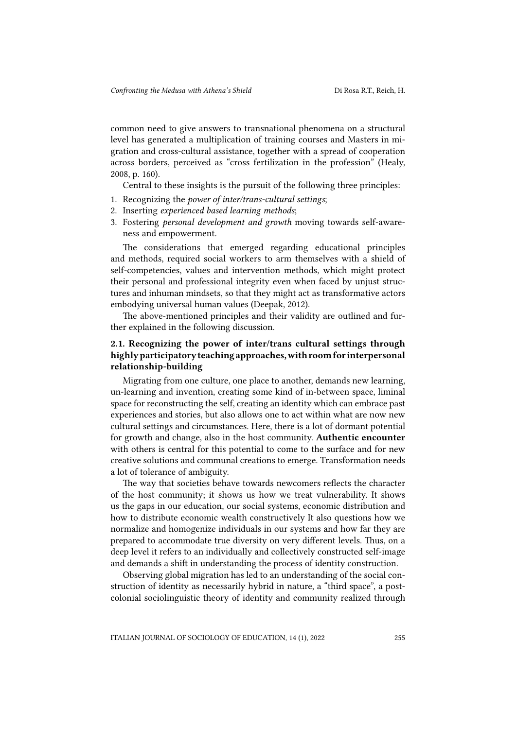common need to give answers to transnational phenomena on a structural level has generated a multiplication of training courses and Masters in migration and cross-cultural assistance, together with a spread of cooperation across borders, perceived as "cross fertilization in the profession" (Healy, 2008, p. 160).

Central to these insights is the pursuit of the following three principles:

1. Recognizing the *power of inter/trans-cultural settings*;
2. Inserting *experienced based learning methods*;
3. Fostering *personal development and growth* moving towards self-awareness and empowerment.

The considerations that emerged regarding educational principles and methods, required social workers to arm themselves with a shield of self-competencies, values and intervention methods, which might protect their personal and professional integrity even when faced by unjust structures and inhuman mindsets, so that they might act as transformative actors embodying universal human values (Deepak, 2012).

The above-mentioned principles and their validity are outlined and further explained in the following discussion.

### 2.1. Recognizing the power of inter/trans cultural settings through highly participatory teaching approaches, with room for interpersonal relationship-building

Migrating from one culture, one place to another, demands new learning, un-learning and invention, creating some kind of in-between space, liminal space for reconstructing the self, creating an identity which can embrace past experiences and stories, but also allows one to act within what are now new cultural settings and circumstances. Here, there is a lot of dormant potential for growth and change, also in the host community. **Authentic encounter** with others is central for this potential to come to the surface and for new creative solutions and communal creations to emerge. Transformation needs a lot of tolerance of ambiguity.

The way that societies behave towards newcomers reflects the character of the host community; it shows us how we treat vulnerability. It shows us the gaps in our education, our social systems, economic distribution and how to distribute economic wealth constructively It also questions how we normalize and homogenize individuals in our systems and how far they are prepared to accommodate true diversity on very different levels. Thus, on a deep level it refers to an individually and collectively constructed self-image and demands a shift in understanding the process of identity construction.

Observing global migration has led to an understanding of the social construction of identity as necessarily hybrid in nature, a "third space", a postcolonial sociolinguistic theory of identity and community realized through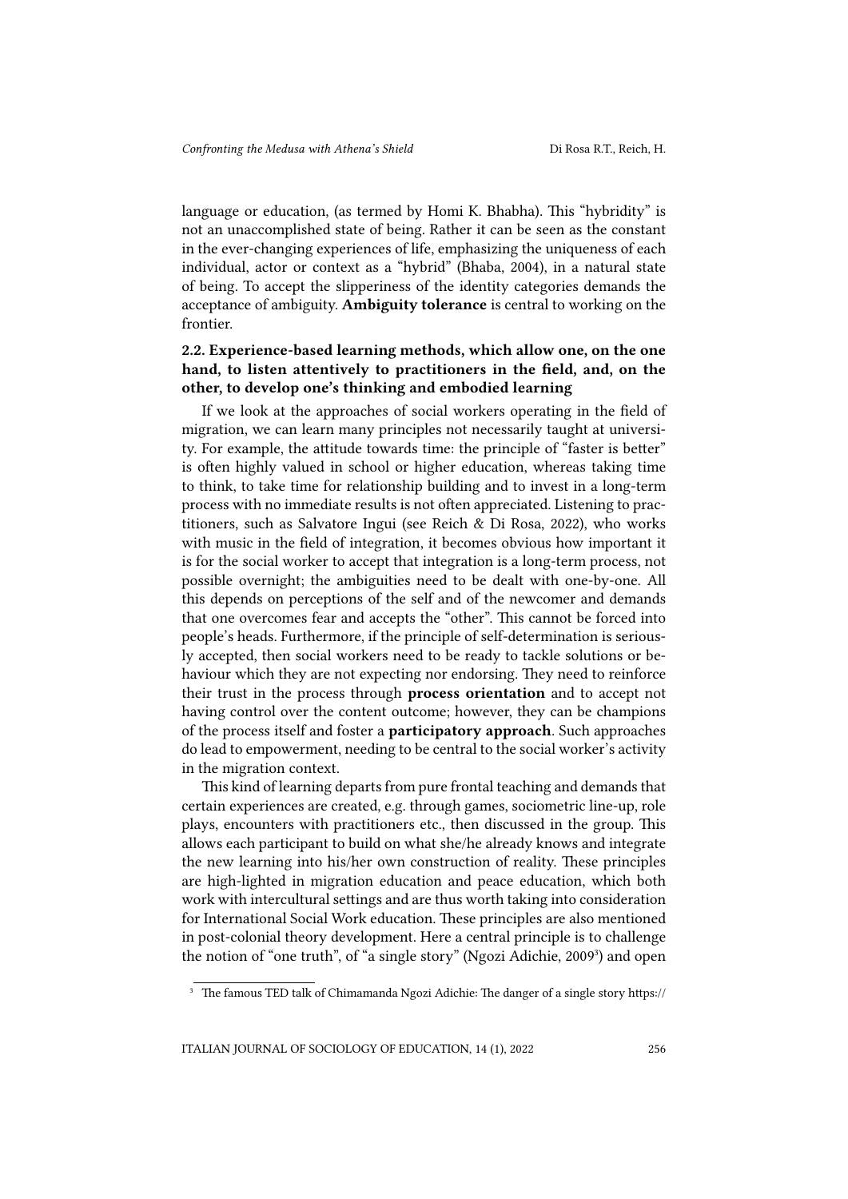language or education, (as termed by Homi K. Bhabha). This "hybridity" is not an unaccomplished state of being. Rather it can be seen as the constant in the ever-changing experiences of life, emphasizing the uniqueness of each individual, actor or context as a "hybrid" (Bhaba, 2004), in a natural state of being. To accept the slipperiness of the identity categories demands the acceptance of ambiguity. **Ambiguity tolerance** is central to working on the frontier.

### 2.2. Experience-based learning methods, which allow one, on the one hand, to listen attentively to practitioners in the field, and, on the other, to develop one's thinking and embodied learning

If we look at the approaches of social workers operating in the field of migration, we can learn many principles not necessarily taught at university. For example, the attitude towards time: the principle of "faster is better" is often highly valued in school or higher education, whereas taking time to think, to take time for relationship building and to invest in a long-term process with no immediate results is not often appreciated. Listening to practitioners, such as Salvatore Ingui (see Reich & Di Rosa, 2022), who works with music in the field of integration, it becomes obvious how important it is for the social worker to accept that integration is a long-term process, not possible overnight; the ambiguities need to be dealt with one-by-one. All this depends on perceptions of the self and of the newcomer and demands that one overcomes fear and accepts the "other". This cannot be forced into people's heads. Furthermore, if the principle of self-determination is seriously accepted, then social workers need to be ready to tackle solutions or behaviour which they are not expecting nor endorsing. They need to reinforce their trust in the process through **process orientation** and to accept not having control over the content outcome; however, they can be champions of the process itself and foster a **participatory approach**. Such approaches do lead to empowerment, needing to be central to the social worker's activity in the migration context.

This kind of learning departs from pure frontal teaching and demands that certain experiences are created, e.g. through games, sociometric line-up, role plays, encounters with practitioners etc., then discussed in the group. This allows each participant to build on what she/he already knows and integrate the new learning into his/her own construction of reality. These principles are high-lighted in migration education and peace education, which both work with intercultural settings and are thus worth taking into consideration for International Social Work education. These principles are also mentioned in post-colonial theory development. Here a central principle is to challenge the notion of "one truth", of "a single story" (Ngozi Adichie, 2009[3]) and open

[3] The famous TED talk of Chimamanda Ngozi Adichie: The danger of a single story https://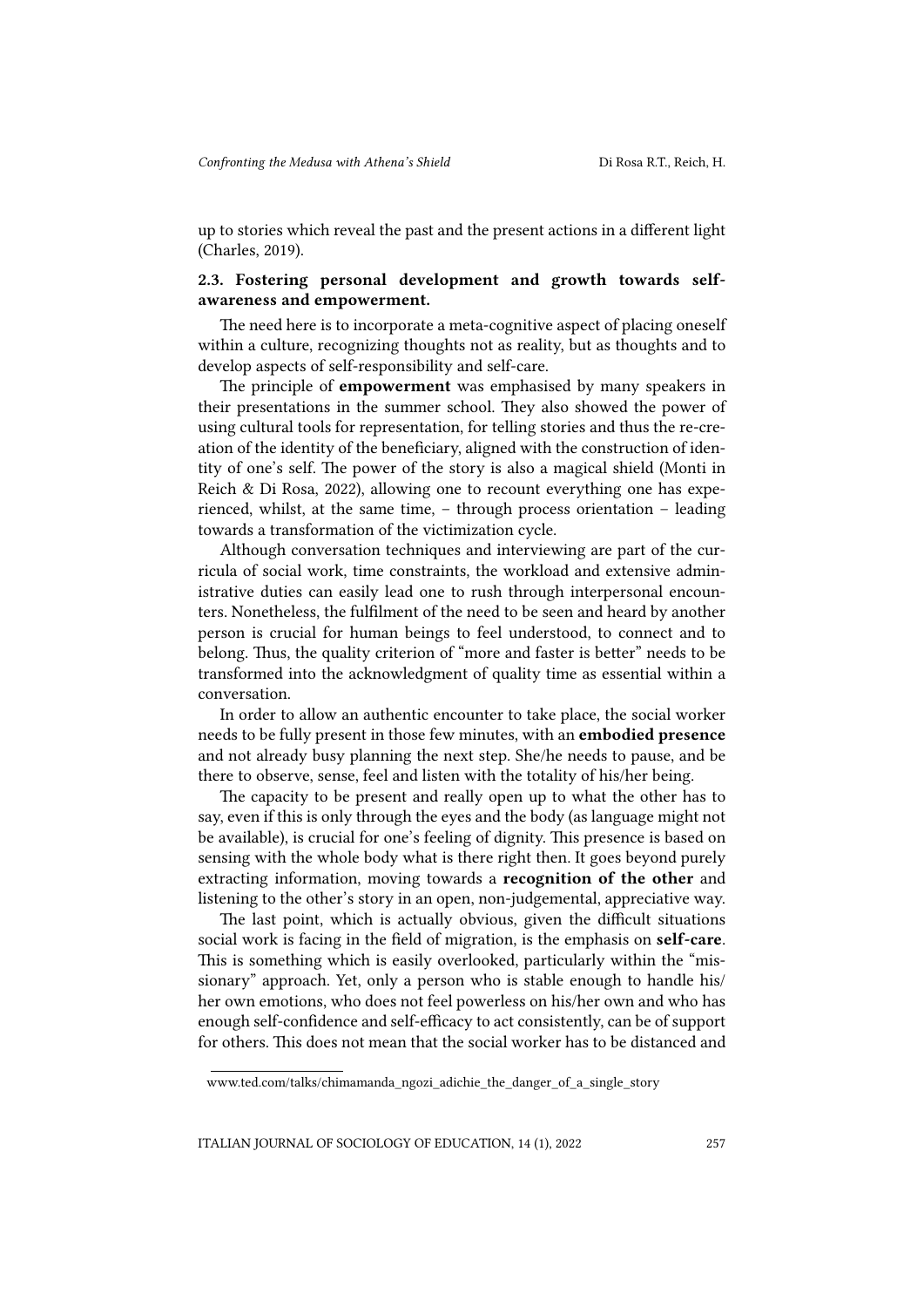up to stories which reveal the past and the present actions in a different light (Charles, 2019).

### 2.3. Fostering personal development and growth towards self-awareness and empowerment.

The need here is to incorporate a meta-cognitive aspect of placing oneself within a culture, recognizing thoughts not as reality, but as thoughts and to develop aspects of self-responsibility and self-care.

The principle of **empowerment** was emphasised by many speakers in their presentations in the summer school. They also showed the power of using cultural tools for representation, for telling stories and thus the re-creation of the identity of the beneficiary, aligned with the construction of identity of one's self. The power of the story is also a magical shield (Monti in Reich & Di Rosa, 2022), allowing one to recount everything one has experienced, whilst, at the same time, – through process orientation – leading towards a transformation of the victimization cycle.

Although conversation techniques and interviewing are part of the curricula of social work, time constraints, the workload and extensive administrative duties can easily lead one to rush through interpersonal encounters. Nonetheless, the fulfilment of the need to be seen and heard by another person is crucial for human beings to feel understood, to connect and to belong. Thus, the quality criterion of "more and faster is better" needs to be transformed into the acknowledgment of quality time as essential within a conversation.

In order to allow an authentic encounter to take place, the social worker needs to be fully present in those few minutes, with an **embodied presence** and not already busy planning the next step. She/he needs to pause, and be there to observe, sense, feel and listen with the totality of his/her being.

The capacity to be present and really open up to what the other has to say, even if this is only through the eyes and the body (as language might not be available), is crucial for one's feeling of dignity. This presence is based on sensing with the whole body what is there right then. It goes beyond purely extracting information, moving towards a **recognition of the other** and listening to the other's story in an open, non-judgemental, appreciative way.

The last point, which is actually obvious, given the difficult situations social work is facing in the field of migration, is the emphasis on **self-care**. This is something which is easily overlooked, particularly within the "missionary" approach. Yet, only a person who is stable enough to handle his/her own emotions, who does not feel powerless on his/her own and who has enough self-confidence and self-efficacy to act consistently, can be of support for others. This does not mean that the social worker has to be distanced and

www.ted.com/talks/chimamanda_ngozi_adichie_the_danger_of_a_single_story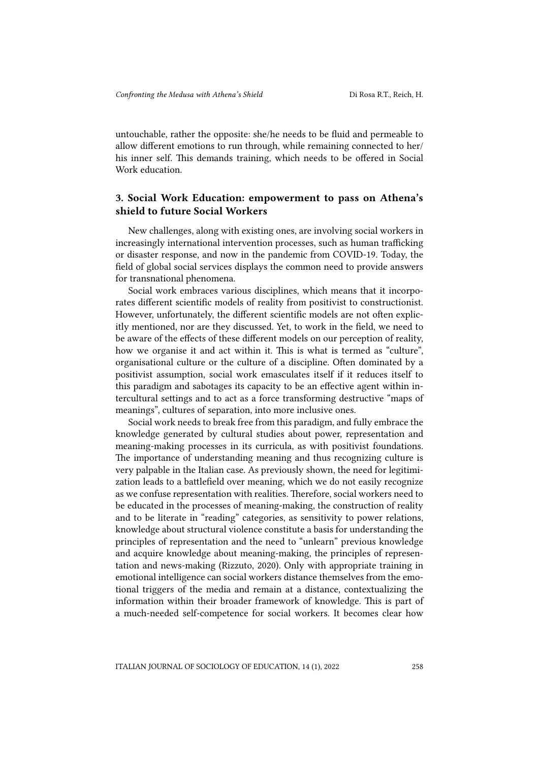untouchable, rather the opposite: she/he needs to be fluid and permeable to allow different emotions to run through, while remaining connected to her/his inner self. This demands training, which needs to be offered in Social Work education.

## 3. Social Work Education: empowerment to pass on Athena's shield to future Social Workers

New challenges, along with existing ones, are involving social workers in increasingly international intervention processes, such as human trafficking or disaster response, and now in the pandemic from COVID-19. Today, the field of global social services displays the common need to provide answers for transnational phenomena.

Social work embraces various disciplines, which means that it incorporates different scientific models of reality from positivist to constructionist. However, unfortunately, the different scientific models are not often explicitly mentioned, nor are they discussed. Yet, to work in the field, we need to be aware of the effects of these different models on our perception of reality, how we organise it and act within it. This is what is termed as "culture", organisational culture or the culture of a discipline. Often dominated by a positivist assumption, social work emasculates itself if it reduces itself to this paradigm and sabotages its capacity to be an effective agent within intercultural settings and to act as a force transforming destructive "maps of meanings", cultures of separation, into more inclusive ones.

Social work needs to break free from this paradigm, and fully embrace the knowledge generated by cultural studies about power, representation and meaning-making processes in its curricula, as with positivist foundations. The importance of understanding meaning and thus recognizing culture is very palpable in the Italian case. As previously shown, the need for legitimization leads to a battlefield over meaning, which we do not easily recognize as we confuse representation with realities. Therefore, social workers need to be educated in the processes of meaning-making, the construction of reality and to be literate in "reading" categories, as sensitivity to power relations, knowledge about structural violence constitute a basis for understanding the principles of representation and the need to "unlearn" previous knowledge and acquire knowledge about meaning-making, the principles of representation and news-making (Rizzuto, 2020). Only with appropriate training in emotional intelligence can social workers distance themselves from the emotional triggers of the media and remain at a distance, contextualizing the information within their broader framework of knowledge. This is part of a much-needed self-competence for social workers. It becomes clear how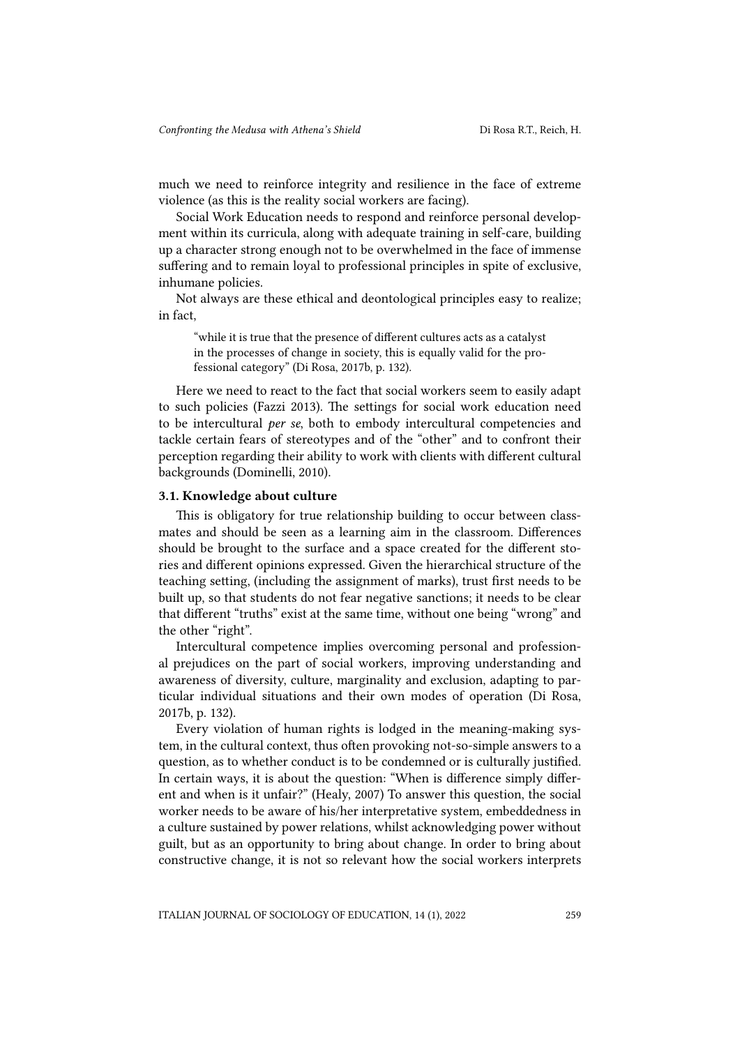much we need to reinforce integrity and resilience in the face of extreme violence (as this is the reality social workers are facing).

Social Work Education needs to respond and reinforce personal development within its curricula, along with adequate training in self-care, building up a character strong enough not to be overwhelmed in the face of immense suffering and to remain loyal to professional principles in spite of exclusive, inhumane policies.

Not always are these ethical and deontological principles easy to realize; in fact,

> "while it is true that the presence of different cultures acts as a catalyst in the processes of change in society, this is equally valid for the professional category" (Di Rosa, 2017b, p. 132).

Here we need to react to the fact that social workers seem to easily adapt to such policies (Fazzi 2013). The settings for social work education need to be intercultural *per se*, both to embody intercultural competencies and tackle certain fears of stereotypes and of the "other" and to confront their perception regarding their ability to work with clients with different cultural backgrounds (Dominelli, 2010).

### 3.1. Knowledge about culture

This is obligatory for true relationship building to occur between classmates and should be seen as a learning aim in the classroom. Differences should be brought to the surface and a space created for the different stories and different opinions expressed. Given the hierarchical structure of the teaching setting, (including the assignment of marks), trust first needs to be built up, so that students do not fear negative sanctions; it needs to be clear that different "truths" exist at the same time, without one being "wrong" and the other "right".

Intercultural competence implies overcoming personal and professional prejudices on the part of social workers, improving understanding and awareness of diversity, culture, marginality and exclusion, adapting to particular individual situations and their own modes of operation (Di Rosa, 2017b, p. 132).

Every violation of human rights is lodged in the meaning-making system, in the cultural context, thus often provoking not-so-simple answers to a question, as to whether conduct is to be condemned or is culturally justified. In certain ways, it is about the question: "When is difference simply different and when is it unfair?" (Healy, 2007) To answer this question, the social worker needs to be aware of his/her interpretative system, embeddedness in a culture sustained by power relations, whilst acknowledging power without guilt, but as an opportunity to bring about change. In order to bring about constructive change, it is not so relevant how the social workers interprets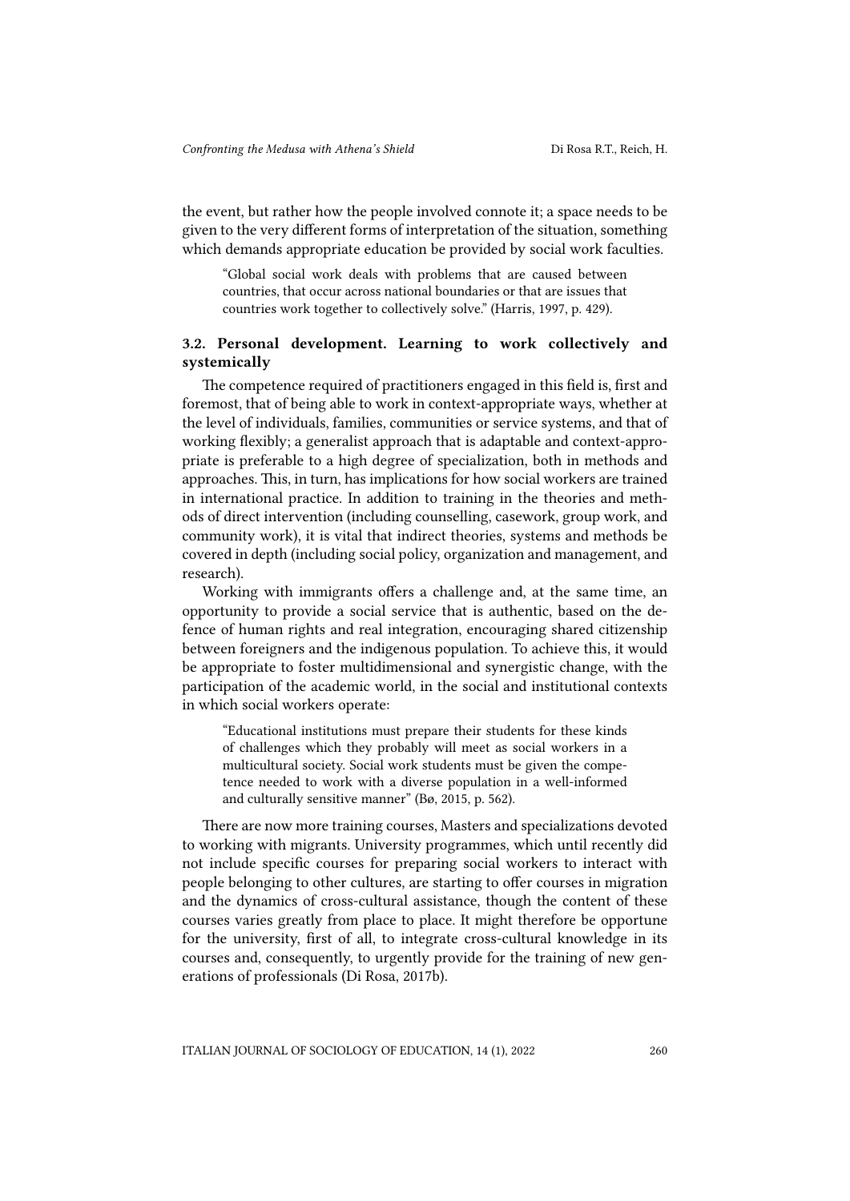the event, but rather how the people involved connote it; a space needs to be given to the very different forms of interpretation of the situation, something which demands appropriate education be provided by social work faculties.

> "Global social work deals with problems that are caused between countries, that occur across national boundaries or that are issues that countries work together to collectively solve." (Harris, 1997, p. 429).

### 3.2. Personal development. Learning to work collectively and systemically

The competence required of practitioners engaged in this field is, first and foremost, that of being able to work in context-appropriate ways, whether at the level of individuals, families, communities or service systems, and that of working flexibly; a generalist approach that is adaptable and context-appropriate is preferable to a high degree of specialization, both in methods and approaches. This, in turn, has implications for how social workers are trained in international practice. In addition to training in the theories and methods of direct intervention (including counselling, casework, group work, and community work), it is vital that indirect theories, systems and methods be covered in depth (including social policy, organization and management, and research).

Working with immigrants offers a challenge and, at the same time, an opportunity to provide a social service that is authentic, based on the defence of human rights and real integration, encouraging shared citizenship between foreigners and the indigenous population. To achieve this, it would be appropriate to foster multidimensional and synergistic change, with the participation of the academic world, in the social and institutional contexts in which social workers operate:

> "Educational institutions must prepare their students for these kinds of challenges which they probably will meet as social workers in a multicultural society. Social work students must be given the competence needed to work with a diverse population in a well-informed and culturally sensitive manner" (Bø, 2015, p. 562).

There are now more training courses, Masters and specializations devoted to working with migrants. University programmes, which until recently did not include specific courses for preparing social workers to interact with people belonging to other cultures, are starting to offer courses in migration and the dynamics of cross-cultural assistance, though the content of these courses varies greatly from place to place. It might therefore be opportune for the university, first of all, to integrate cross-cultural knowledge in its courses and, consequently, to urgently provide for the training of new generations of professionals (Di Rosa, 2017b).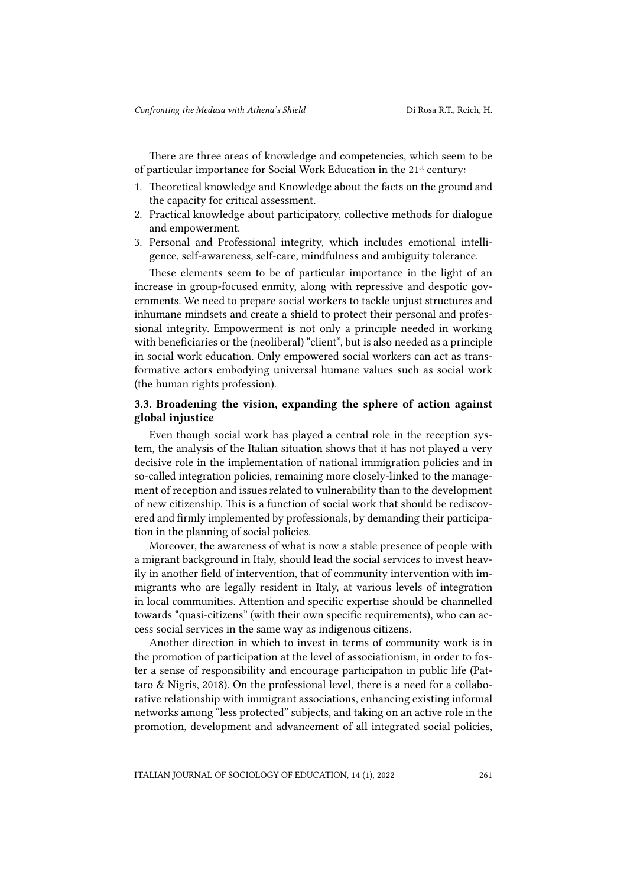There are three areas of knowledge and competencies, which seem to be of particular importance for Social Work Education in the 21st century:

1. Theoretical knowledge and Knowledge about the facts on the ground and the capacity for critical assessment.
2. Practical knowledge about participatory, collective methods for dialogue and empowerment.
3. Personal and Professional integrity, which includes emotional intelligence, self-awareness, self-care, mindfulness and ambiguity tolerance.

These elements seem to be of particular importance in the light of an increase in group-focused enmity, along with repressive and despotic governments. We need to prepare social workers to tackle unjust structures and inhumane mindsets and create a shield to protect their personal and professional integrity. Empowerment is not only a principle needed in working with beneficiaries or the (neoliberal) "client", but is also needed as a principle in social work education. Only empowered social workers can act as transformative actors embodying universal humane values such as social work (the human rights profession).

### 3.3. Broadening the vision, expanding the sphere of action against global injustice

Even though social work has played a central role in the reception system, the analysis of the Italian situation shows that it has not played a very decisive role in the implementation of national immigration policies and in so-called integration policies, remaining more closely-linked to the management of reception and issues related to vulnerability than to the development of new citizenship. This is a function of social work that should be rediscovered and firmly implemented by professionals, by demanding their participation in the planning of social policies.

Moreover, the awareness of what is now a stable presence of people with a migrant background in Italy, should lead the social services to invest heavily in another field of intervention, that of community intervention with immigrants who are legally resident in Italy, at various levels of integration in local communities. Attention and specific expertise should be channelled towards "quasi-citizens" (with their own specific requirements), who can access social services in the same way as indigenous citizens.

Another direction in which to invest in terms of community work is in the promotion of participation at the level of associationism, in order to foster a sense of responsibility and encourage participation in public life (Pattaro & Nigris, 2018). On the professional level, there is a need for a collaborative relationship with immigrant associations, enhancing existing informal networks among "less protected" subjects, and taking on an active role in the promotion, development and advancement of all integrated social policies,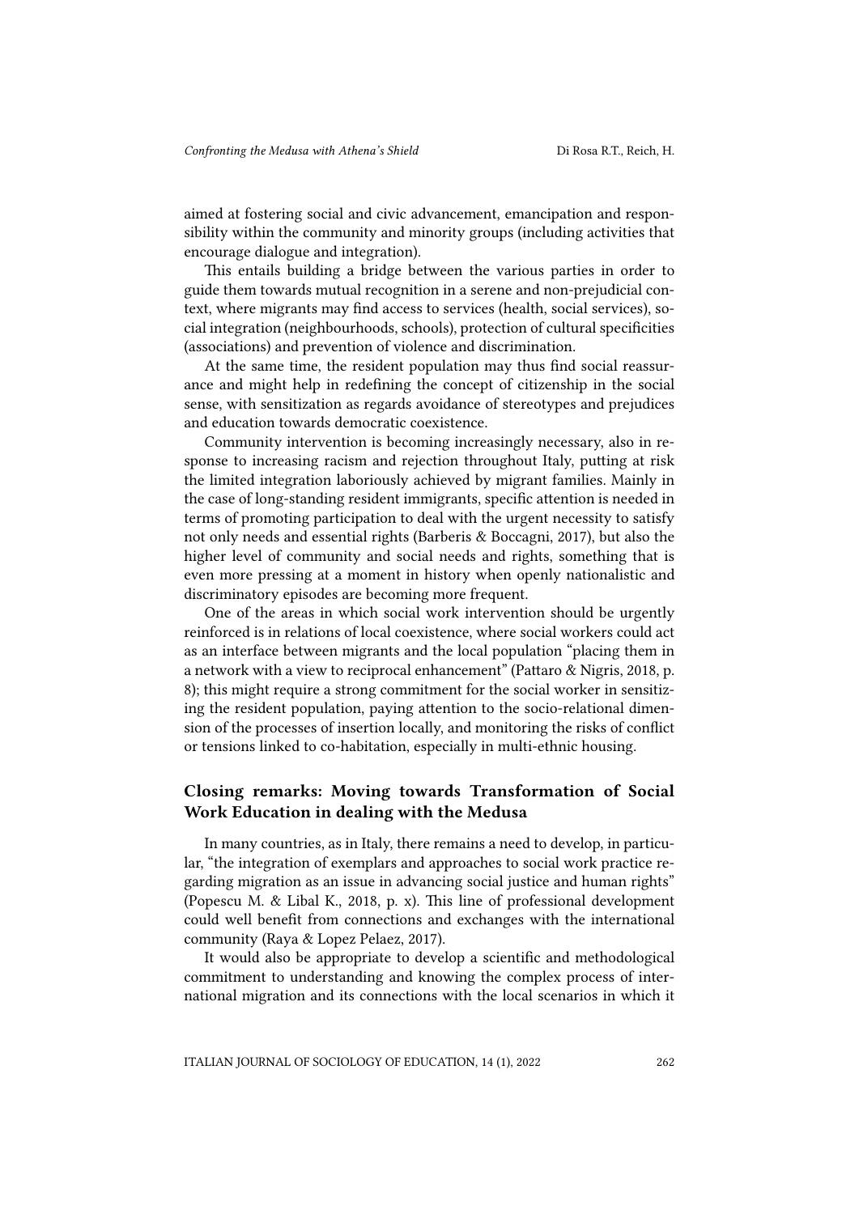aimed at fostering social and civic advancement, emancipation and responsibility within the community and minority groups (including activities that encourage dialogue and integration).

This entails building a bridge between the various parties in order to guide them towards mutual recognition in a serene and non-prejudicial context, where migrants may find access to services (health, social services), social integration (neighbourhoods, schools), protection of cultural specificities (associations) and prevention of violence and discrimination.

At the same time, the resident population may thus find social reassurance and might help in redefining the concept of citizenship in the social sense, with sensitization as regards avoidance of stereotypes and prejudices and education towards democratic coexistence.

Community intervention is becoming increasingly necessary, also in response to increasing racism and rejection throughout Italy, putting at risk the limited integration laboriously achieved by migrant families. Mainly in the case of long-standing resident immigrants, specific attention is needed in terms of promoting participation to deal with the urgent necessity to satisfy not only needs and essential rights (Barberis & Boccagni, 2017), but also the higher level of community and social needs and rights, something that is even more pressing at a moment in history when openly nationalistic and discriminatory episodes are becoming more frequent.

One of the areas in which social work intervention should be urgently reinforced is in relations of local coexistence, where social workers could act as an interface between migrants and the local population "placing them in a network with a view to reciprocal enhancement" (Pattaro & Nigris, 2018, p. 8); this might require a strong commitment for the social worker in sensitizing the resident population, paying attention to the socio-relational dimension of the processes of insertion locally, and monitoring the risks of conflict or tensions linked to co-habitation, especially in multi-ethnic housing.

## Closing remarks: Moving towards Transformation of Social Work Education in dealing with the Medusa

In many countries, as in Italy, there remains a need to develop, in particular, "the integration of exemplars and approaches to social work practice regarding migration as an issue in advancing social justice and human rights" (Popescu M. & Libal K., 2018, p. x). This line of professional development could well benefit from connections and exchanges with the international community (Raya & Lopez Pelaez, 2017).

It would also be appropriate to develop a scientific and methodological commitment to understanding and knowing the complex process of international migration and its connections with the local scenarios in which it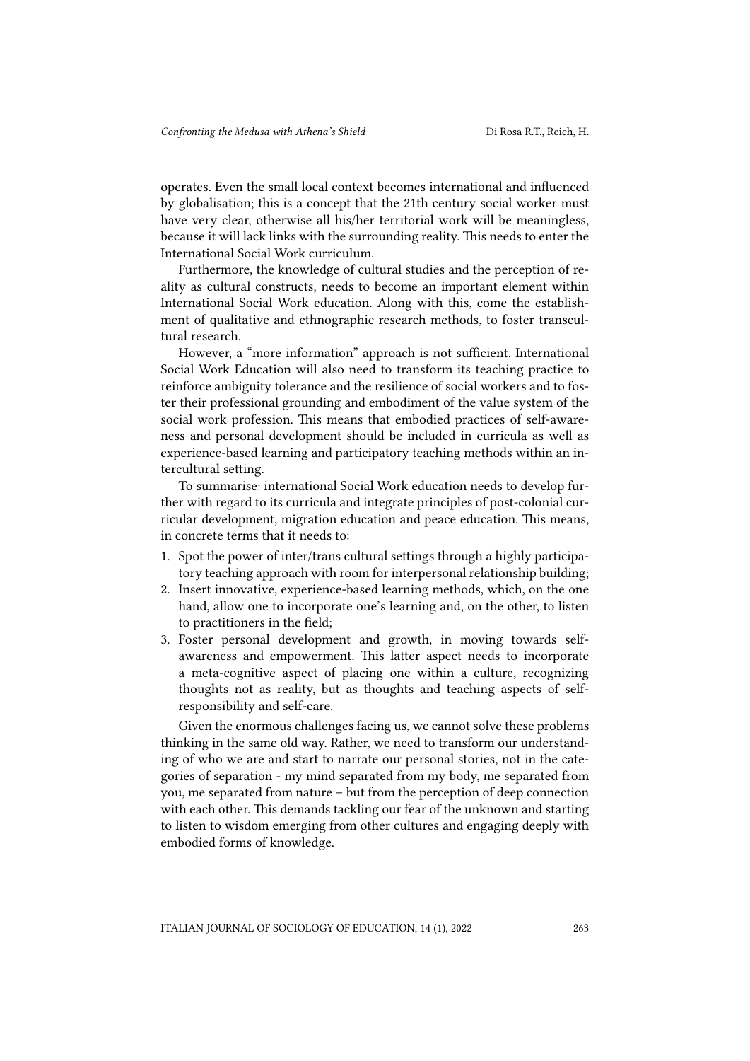operates. Even the small local context becomes international and influenced by globalisation; this is a concept that the 21th century social worker must have very clear, otherwise all his/her territorial work will be meaningless, because it will lack links with the surrounding reality. This needs to enter the International Social Work curriculum.

Furthermore, the knowledge of cultural studies and the perception of reality as cultural constructs, needs to become an important element within International Social Work education. Along with this, come the establishment of qualitative and ethnographic research methods, to foster transcultural research.

However, a "more information" approach is not sufficient. International Social Work Education will also need to transform its teaching practice to reinforce ambiguity tolerance and the resilience of social workers and to foster their professional grounding and embodiment of the value system of the social work profession. This means that embodied practices of self-awareness and personal development should be included in curricula as well as experience-based learning and participatory teaching methods within an intercultural setting.

To summarise: international Social Work education needs to develop further with regard to its curricula and integrate principles of post-colonial curricular development, migration education and peace education. This means, in concrete terms that it needs to:

1. Spot the power of inter/trans cultural settings through a highly participatory teaching approach with room for interpersonal relationship building;
2. Insert innovative, experience-based learning methods, which, on the one hand, allow one to incorporate one's learning and, on the other, to listen to practitioners in the field;
3. Foster personal development and growth, in moving towards self-awareness and empowerment. This latter aspect needs to incorporate a meta-cognitive aspect of placing one within a culture, recognizing thoughts not as reality, but as thoughts and teaching aspects of self-responsibility and self-care.

Given the enormous challenges facing us, we cannot solve these problems thinking in the same old way. Rather, we need to transform our understanding of who we are and start to narrate our personal stories, not in the categories of separation - my mind separated from my body, me separated from you, me separated from nature – but from the perception of deep connection with each other. This demands tackling our fear of the unknown and starting to listen to wisdom emerging from other cultures and engaging deeply with embodied forms of knowledge.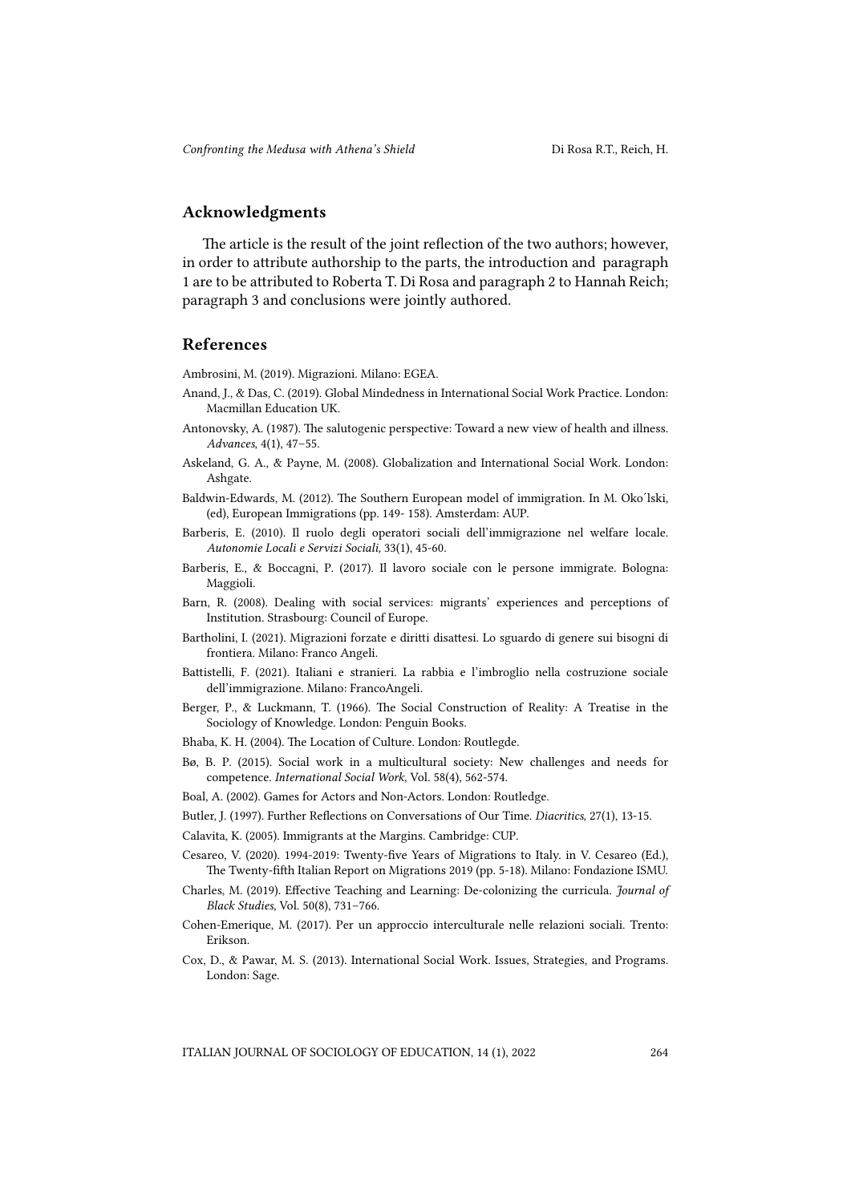## Acknowledgments

The article is the result of the joint reflection of the two authors; however, in order to attribute authorship to the parts, the introduction and paragraph 1 are to be attributed to Roberta T. Di Rosa and paragraph 2 to Hannah Reich; paragraph 3 and conclusions were jointly authored.

## References

Ambrosini, M. (2019). Migrazioni. Milano: EGEA.

Anand, J., & Das, C. (2019). Global Mindedness in International Social Work Practice. London: Macmillan Education UK.

Antonovsky, A. (1987). The salutogenic perspective: Toward a new view of health and illness. *Advances*, 4(1), 47–55.

Askeland, G. A., & Payne, M. (2008). Globalization and International Social Work. London: Ashgate.

Baldwin-Edwards, M. (2012). The Southern European model of immigration. In M. Oko´lski, (ed), European Immigrations (pp. 149- 158). Amsterdam: AUP.

Barberis, E. (2010). Il ruolo degli operatori sociali dell'immigrazione nel welfare locale. *Autonomie Locali e Servizi Sociali,* 33(1), 45-60.

Barberis, E., & Boccagni, P. (2017). Il lavoro sociale con le persone immigrate. Bologna: Maggioli.

Barn, R. (2008). Dealing with social services: migrants' experiences and perceptions of Institution. Strasbourg: Council of Europe.

Bartholini, I. (2021). Migrazioni forzate e diritti disattesi. Lo sguardo di genere sui bisogni di frontiera. Milano: Franco Angeli.

Battistelli, F. (2021). Italiani e stranieri. La rabbia e l'imbroglio nella costruzione sociale dell'immigrazione. Milano: FrancoAngeli.

Berger, P., & Luckmann, T. (1966). The Social Construction of Reality: A Treatise in the Sociology of Knowledge. London: Penguin Books.

Bhaba, K. H. (2004). The Location of Culture. London: Routlegde.

Bø, B. P. (2015). Social work in a multicultural society: New challenges and needs for competence. *International Social Work*, Vol. 58(4), 562-574.

Boal, A. (2002). Games for Actors and Non-Actors. London: Routledge.

Butler, J. (1997). Further Reflections on Conversations of Our Time. *Diacritics*, 27(1), 13-15.

Calavita, K. (2005). Immigrants at the Margins. Cambridge: CUP.

Cesareo, V. (2020). 1994-2019: Twenty-five Years of Migrations to Italy. in V. Cesareo (Ed.), The Twenty-fifth Italian Report on Migrations 2019 (pp. 5-18). Milano: Fondazione ISMU.

Charles, M. (2019). Effective Teaching and Learning: De-colonizing the curricula. *Journal of Black Studies*, Vol. 50(8), 731–766.

Cohen-Emerique, M. (2017). Per un approccio interculturale nelle relazioni sociali. Trento: Erikson.

Cox, D., & Pawar, M. S. (2013). International Social Work. Issues, Strategies, and Programs. London: Sage.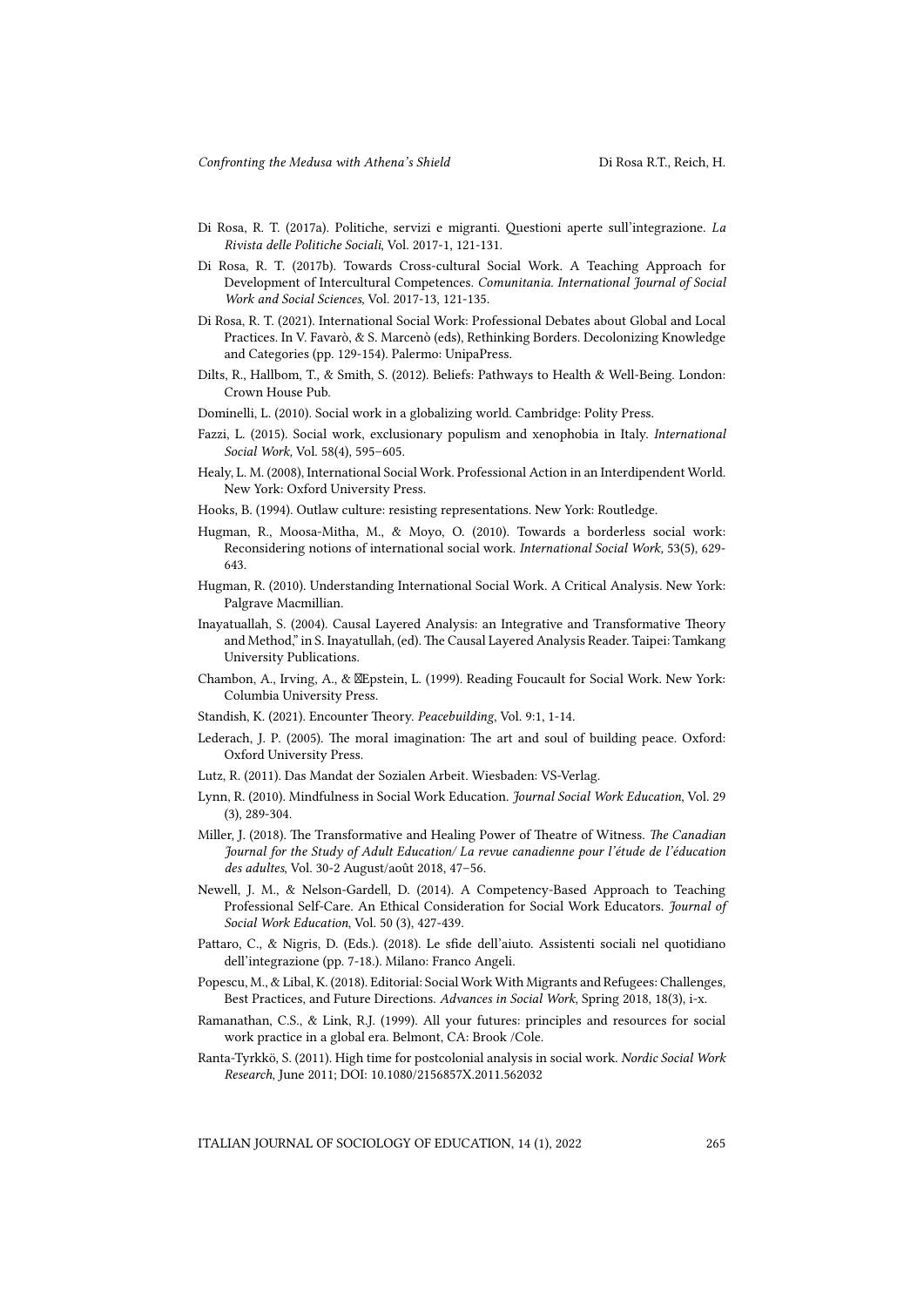Di Rosa, R. T. (2017a). Politiche, servizi e migranti. Questioni aperte sull'integrazione. *La Rivista delle Politiche Sociali*, Vol. 2017-1, 121-131.

Di Rosa, R. T. (2017b). Towards Cross-cultural Social Work. A Teaching Approach for Development of Intercultural Competences. *Comunitania. International Journal of Social Work and Social Sciences*, Vol. 2017-13, 121-135.

Di Rosa, R. T. (2021). International Social Work: Professional Debates about Global and Local Practices. In V. Favarò, & S. Marcenò (eds), Rethinking Borders. Decolonizing Knowledge and Categories (pp. 129-154). Palermo: UnipaPress.

Dilts, R., Hallbom, T., & Smith, S. (2012). Beliefs: Pathways to Health & Well-Being. London: Crown House Pub.

Dominelli, L. (2010). Social work in a globalizing world. Cambridge: Polity Press.

Fazzi, L. (2015). Social work, exclusionary populism and xenophobia in Italy. *International Social Work*, Vol. 58(4), 595–605.

Healy, L. M. (2008), International Social Work. Professional Action in an Interdipendent World. New York: Oxford University Press.

Hooks, B. (1994). Outlaw culture: resisting representations. New York: Routledge.

Hugman, R., Moosa-Mitha, M., & Moyo, O. (2010). Towards a borderless social work: Reconsidering notions of international social work. *International Social Work*, 53(5), 629-643.

Hugman, R. (2010). Understanding International Social Work. A Critical Analysis. New York: Palgrave Macmillian.

Inayatuallah, S. (2004). Causal Layered Analysis: an Integrative and Transformative Theory and Method," in S. Inayatullah, (ed). The Causal Layered Analysis Reader. Taipei: Tamkang University Publications.

Chambon, A., Irving, A., & Epstein, L. (1999). Reading Foucault for Social Work. New York: Columbia University Press.

Standish, K. (2021). Encounter Theory. *Peacebuilding*, Vol. 9:1, 1-14.

Lederach, J. P. (2005). The moral imagination: The art and soul of building peace. Oxford: Oxford University Press.

Lutz, R. (2011). Das Mandat der Sozialen Arbeit. Wiesbaden: VS-Verlag.

Lynn, R. (2010). Mindfulness in Social Work Education. *Journal Social Work Education*, Vol. 29 (3), 289-304.

Miller, J. (2018). The Transformative and Healing Power of Theatre of Witness. *The Canadian Journal for the Study of Adult Education/ La revue canadienne pour l'étude de l'éducation des adultes*, Vol. 30-2 August/août 2018, 47–56.

Newell, J. M., & Nelson-Gardell, D. (2014). A Competency-Based Approach to Teaching Professional Self-Care. An Ethical Consideration for Social Work Educators. *Journal of Social Work Education*, Vol. 50 (3), 427-439.

Pattaro, C., & Nigris, D. (Eds.). (2018). Le sfide dell'aiuto. Assistenti sociali nel quotidiano dell'integrazione (pp. 7-18.). Milano: Franco Angeli.

Popescu, M., & Libal, K. (2018). Editorial: Social Work With Migrants and Refugees: Challenges, Best Practices, and Future Directions. *Advances in Social Work*, Spring 2018, 18(3), i-x.

Ramanathan, C.S., & Link, R.J. (1999). All your futures: principles and resources for social work practice in a global era. Belmont, CA: Brook /Cole.

Ranta-Tyrkkö, S. (2011). High time for postcolonial analysis in social work. *Nordic Social Work Research*, June 2011; DOI: 10.1080/2156857X.2011.562032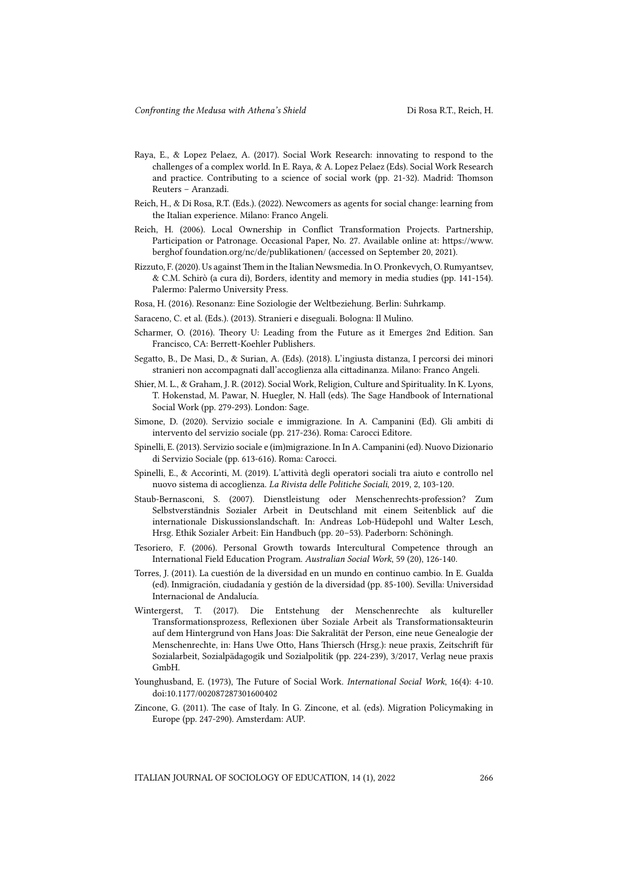Raya, E., & Lopez Pelaez, A. (2017). Social Work Research: innovating to respond to the challenges of a complex world. In E. Raya, & A. Lopez Pelaez (Eds). Social Work Research and practice. Contributing to a science of social work (pp. 21-32). Madrid: Thomson Reuters – Aranzadi.

Reich, H., & Di Rosa, R.T. (Eds.). (2022). Newcomers as agents for social change: learning from the Italian experience. Milano: Franco Angeli.

Reich, H. (2006). Local Ownership in Conflict Transformation Projects. Partnership, Participation or Patronage. Occasional Paper, No. 27. Available online at: https://www.berghof foundation.org/nc/de/publikationen/ (accessed on September 20, 2021).

Rizzuto, F. (2020). Us against Them in the Italian Newsmedia. In O. Pronkevych, O. Rumyantsev, & C.M. Schirò (a cura di), Borders, identity and memory in media studies (pp. 141-154). Palermo: Palermo University Press.

Rosa, H. (2016). Resonanz: Eine Soziologie der Weltbeziehung. Berlin: Suhrkamp.

Saraceno, C. et al. (Eds.). (2013). Stranieri e diseguali. Bologna: Il Mulino.

Scharmer, O. (2016). Theory U: Leading from the Future as it Emerges 2nd Edition. San Francisco, CA: Berrett-Koehler Publishers.

Segatto, B., De Masi, D., & Surian, A. (Eds). (2018). L'ingiusta distanza, I percorsi dei minori stranieri non accompagnati dall'accoglienza alla cittadinanza. Milano: Franco Angeli.

Shier, M. L., & Graham, J. R. (2012). Social Work, Religion, Culture and Spirituality. In K. Lyons, T. Hokenstad, M. Pawar, N. Huegler, N. Hall (eds). The Sage Handbook of International Social Work (pp. 279-293). London: Sage.

Simone, D. (2020). Servizio sociale e immigrazione. In A. Campanini (Ed). Gli ambiti di intervento del servizio sociale (pp. 217-236). Roma: Carocci Editore.

Spinelli, E. (2013). Servizio sociale e (im)migrazione. In In A. Campanini (ed). Nuovo Dizionario di Servizio Sociale (pp. 613-616). Roma: Carocci.

Spinelli, E., & Accorinti, M. (2019). L'attività degli operatori sociali tra aiuto e controllo nel nuovo sistema di accoglienza. *La Rivista delle Politiche Sociali*, 2019, 2, 103-120.

Staub-Bernasconi, S. (2007). Dienstleistung oder Menschenrechts-profession? Zum Selbstverständnis Sozialer Arbeit in Deutschland mit einem Seitenblick auf die internationale Diskussionslandschaft. In: Andreas Lob-Hüdepohl und Walter Lesch, Hrsg. Ethik Sozialer Arbeit: Ein Handbuch (pp. 20–53). Paderborn: Schöningh.

Tesoriero, F. (2006). Personal Growth towards Intercultural Competence through an International Field Education Program. *Australian Social Work*, 59 (20), 126-140.

Torres, J. (2011). La cuestión de la diversidad en un mundo en continuo cambio. In E. Gualda (ed). Inmigración, ciudadanía y gestión de la diversidad (pp. 85-100). Sevilla: Universidad Internacional de Andalucía.

Wintergerst, T. (2017). Die Entstehung der Menschenrechte als kultureller Transformationsprozess, Reflexionen über Soziale Arbeit als Transformationsakteurin auf dem Hintergrund von Hans Joas: Die Sakralität der Person, eine neue Genealogie der Menschenrechte, in: Hans Uwe Otto, Hans Thiersch (Hrsg.): neue praxis, Zeitschrift für Sozialarbeit, Sozialpädagogik und Sozialpolitik (pp. 224-239), 3/2017, Verlag neue praxis GmbH.

Younghusband, E. (1973), The Future of Social Work. *International Social Work*, 16(4): 4-10. doi:10.1177/002087287301600402

Zincone, G. (2011). The case of Italy. In G. Zincone, et al. (eds). Migration Policymaking in Europe (pp. 247-290). Amsterdam: AUP.